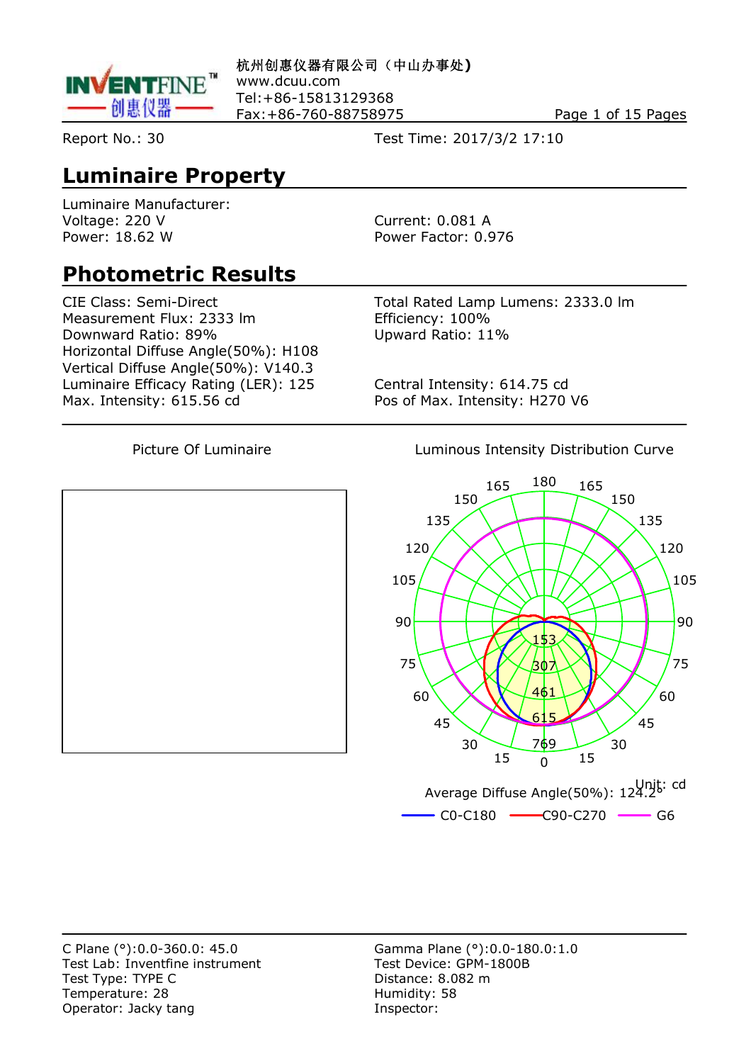杭州创惠仪器有限公司（中山办事处)
www.dcuu.com
Tel:+86-15813129368
Fax:+86-760-88758975

Report No.: 30

Test Time: 2017/3/2 17:10

## Luminaire Property

Luminaire Manufacturer:

Voltage: 220 V

Current: 0.081 A

Power: 18.62 W

Power Factor: 0.976

## Photometric Results

CIE Class: Semi-Direct

Total Rated Lamp Lumens: 2333.0 lm

Measurement Flux: 2333 lm

Efficiency: 100%

Downward Ratio: 89%

Upward Ratio: 11%

Horizontal Diffuse Angle(50%): H108

Vertical Diffuse Angle(50%): V140.3

Luminaire Efficacy Rating (LER): 125

Central Intensity: 614.75 cd

Max. Intensity: 615.56 cd

Pos of Max. Intensity: H270 V6

Picture Of Luminaire

Luminous Intensity Distribution Curve

Unit: cd

Average Diffuse Angle(50%): 124.2°

C0-C180 　 C90-C270 　 G6

C Plane (°):0.0-360.0: 45.0

Gamma Plane (°):0.0-180.0:1.0

Test Lab: Inventfine instrument

Test Device: GPM-1800B

Test Type: TYPE C

Distance: 8.082 m

Temperature: 28

Humidity: 58

Operator: Jacky tang

Inspector: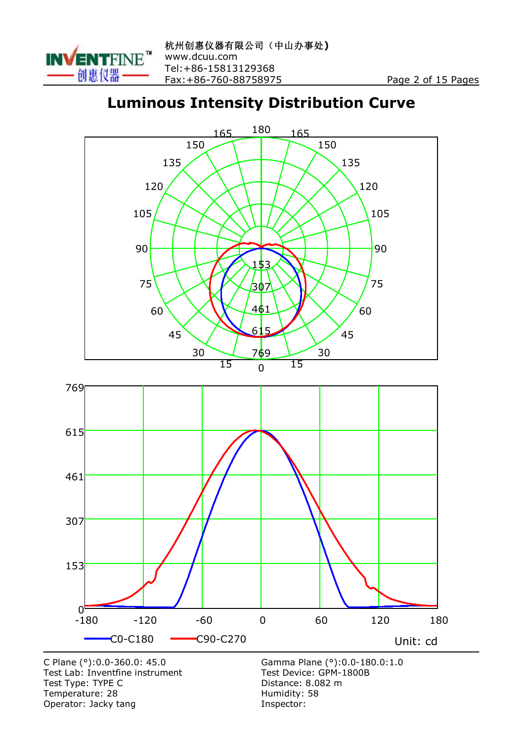# Luminous Intensity Distribution Curve

C0-C180 C90-C270

Unit: cd

| | |
|---|---|
| C Plane (°):0.0-360.0: 45.0 | Gamma Plane (°):0.0-180.0:1.0 |
| Test Lab: Inventfine instrument | Test Device: GPM-1800B |
| Test Type: TYPE C | Distance: 8.082 m |
| Temperature: 28 | Humidity: 58 |
| Operator: Jacky tang | Inspector: |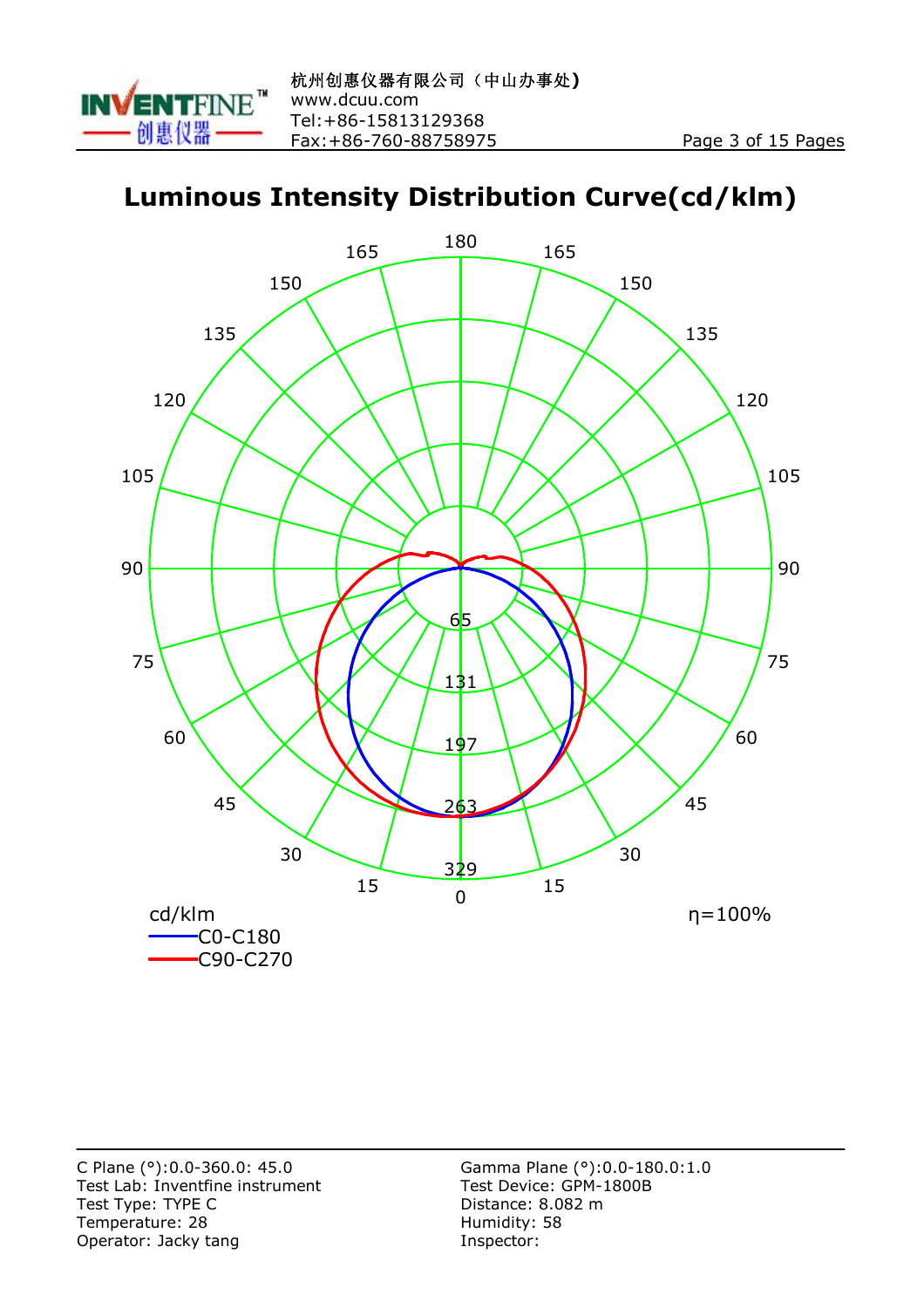# Luminous Intensity Distribution Curve(cd/klm)

180 165 165 150 150 135 135 120 120 105 105 90 90 75 75 60 60 45 45 30 30 15 15 0

65 131 197 263 329

cd/klm

C0-C180

C90-C270

η=100%

C Plane (°):0.0-360.0: 45.0
Test Lab: Inventfine instrument
Test Type: TYPE C
Temperature: 28
Operator: Jacky tang

Gamma Plane (°):0.0-180.0:1.0
Test Device: GPM-1800B
Distance: 8.082 m
Humidity: 58
Inspector: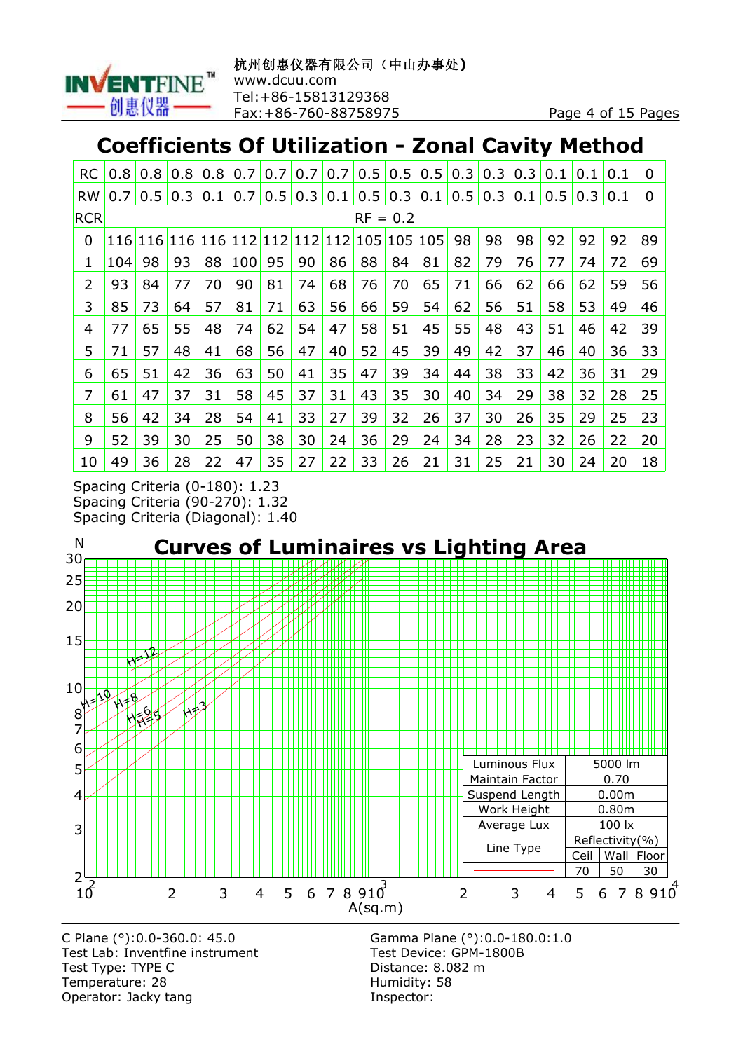## Coefficients Of Utilization - Zonal Cavity Method

| RC | 0.8 | 0.8 | 0.8 | 0.8 | 0.7 | 0.7 | 0.7 | 0.7 | 0.5 | 0.5 | 0.5 | 0.3 | 0.3 | 0.3 | 0.1 | 0.1 | 0.1 | 0 |
|---|---|---|---|---|---|---|---|---|---|---|---|---|---|---|---|---|---|---|
| RW | 0.7 | 0.5 | 0.3 | 0.1 | 0.7 | 0.5 | 0.3 | 0.1 | 0.5 | 0.3 | 0.1 | 0.5 | 0.3 | 0.1 | 0.5 | 0.3 | 0.1 | 0 |
| RCR | RF = 0.2 | | | | | | | | | | | | | | | | | |
| 0 | 116 | 116 | 116 | 116 | 112 | 112 | 112 | 112 | 105 | 105 | 105 | 98 | 98 | 98 | 92 | 92 | 92 | 89 |
| 1 | 104 | 98 | 93 | 88 | 100 | 95 | 90 | 86 | 88 | 84 | 81 | 82 | 79 | 76 | 77 | 74 | 72 | 69 |
| 2 | 93 | 84 | 77 | 70 | 90 | 81 | 74 | 68 | 76 | 70 | 65 | 71 | 66 | 62 | 66 | 62 | 59 | 56 |
| 3 | 85 | 73 | 64 | 57 | 81 | 71 | 63 | 56 | 66 | 59 | 54 | 62 | 56 | 51 | 58 | 53 | 49 | 46 |
| 4 | 77 | 65 | 55 | 48 | 74 | 62 | 54 | 47 | 58 | 51 | 45 | 55 | 48 | 43 | 51 | 46 | 42 | 39 |
| 5 | 71 | 57 | 48 | 41 | 68 | 56 | 47 | 40 | 52 | 45 | 39 | 49 | 42 | 37 | 46 | 40 | 36 | 33 |
| 6 | 65 | 51 | 42 | 36 | 63 | 50 | 41 | 35 | 47 | 39 | 34 | 44 | 38 | 33 | 42 | 36 | 31 | 29 |
| 7 | 61 | 47 | 37 | 31 | 58 | 45 | 37 | 31 | 43 | 35 | 30 | 40 | 34 | 29 | 38 | 32 | 28 | 25 |
| 8 | 56 | 42 | 34 | 28 | 54 | 41 | 33 | 27 | 39 | 32 | 26 | 37 | 30 | 26 | 35 | 29 | 25 | 23 |
| 9 | 52 | 39 | 30 | 25 | 50 | 38 | 30 | 24 | 36 | 29 | 24 | 34 | 28 | 23 | 32 | 26 | 22 | 20 |
| 10 | 49 | 36 | 28 | 22 | 47 | 35 | 27 | 22 | 33 | 26 | 21 | 31 | 25 | 21 | 30 | 24 | 20 | 18 |

Spacing Criteria (0-180): 1.23
Spacing Criteria (90-270): 1.32
Spacing Criteria (Diagonal): 1.40

## Curves of Luminaires vs Lighting Area

| Luminous Flux | 5000 lm | | |
|---|---|---|---|
| Maintain Factor | 0.70 | | |
| Suspend Length | 0.00m | | |
| Work Height | 0.80m | | |
| Average Lux | 100 lx | | |
| Line Type | Reflectivity(%) | | |
| | Ceil | Wall | Floor |
| | 70 | 50 | 30 |

C Plane (°):0.0-360.0: 45.0
Test Lab: Inventfine instrument
Test Type: TYPE C
Temperature: 28
Operator: Jacky tang

Gamma Plane (°):0.0-180.0:1.0
Test Device: GPM-1800B
Distance: 8.082 m
Humidity: 58
Inspector: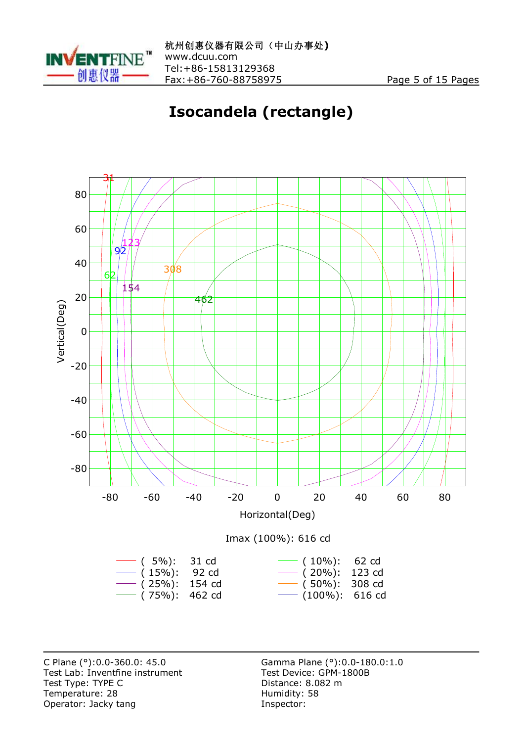# Isocandela (rectangle)

Imax (100%): 616 cd

| | | | |
|---|---|---|---|
| ( 5%): | 31 cd | ( 10%): | 62 cd |
| ( 15%): | 92 cd | ( 20%): | 123 cd |
| ( 25%): | 154 cd | ( 50%): | 308 cd |
| ( 75%): | 462 cd | (100%): | 616 cd |

---

C Plane (°):0.0-360.0: 45.0
Test Lab: Inventfine instrument
Test Type: TYPE C
Temperature: 28
Operator: Jacky tang

Gamma Plane (°):0.0-180.0:1.0
Test Device: GPM-1800B
Distance: 8.082 m
Humidity: 58
Inspector: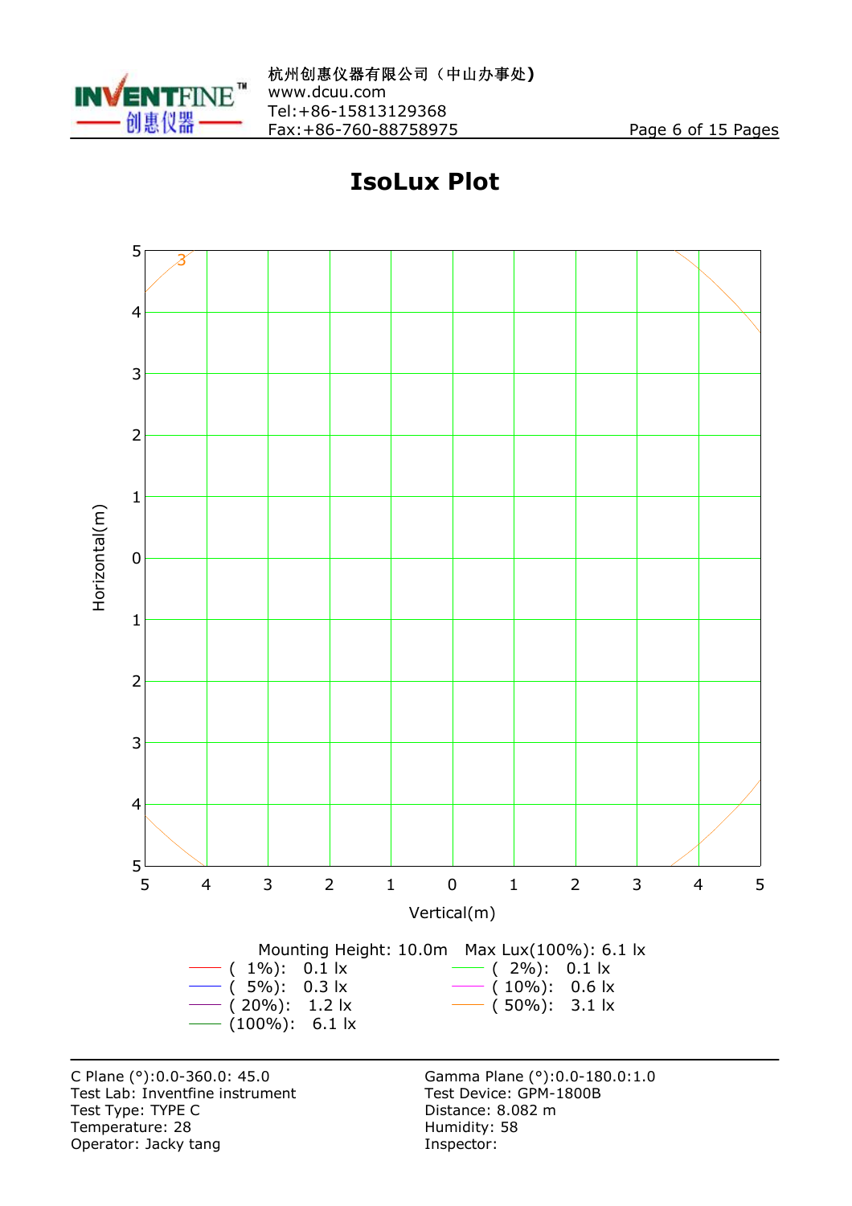# IsoLux Plot

Mounting Height: 10.0m    Max Lux(100%): 6.1 lx

| Level | Value | Level | Value |
|---|---|---|---|
| ( 1%): | 0.1 lx | ( 2%): | 0.1 lx |
| ( 5%): | 0.3 lx | ( 10%): | 0.6 lx |
| ( 20%): | 1.2 lx | ( 50%): | 3.1 lx |
| (100%): | 6.1 lx | | |

C Plane (°):0.0-360.0: 45.0
Test Lab: Inventfine instrument
Test Type: TYPE C
Temperature: 28
Operator: Jacky tang

Gamma Plane (°):0.0-180.0:1.0
Test Device: GPM-1800B
Distance: 8.082 m
Humidity: 58
Inspector: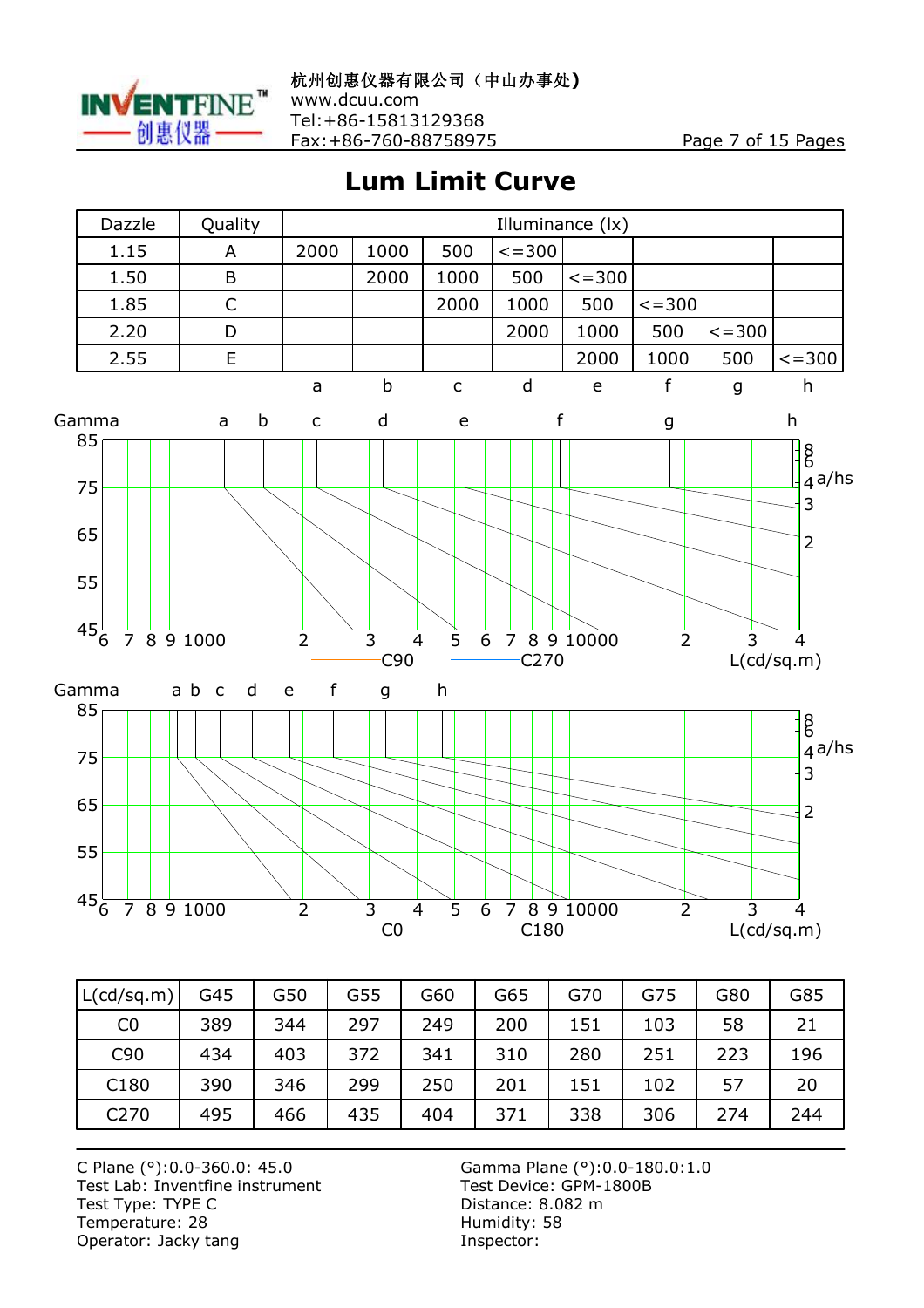# Lum Limit Curve

| Dazzle | Quality | Illuminance (lx) | | | | | | | |
|---|---|---|---|---|---|---|---|---|---|
| 1.15 | A | 2000 | 1000 | 500 | <=300 | | | | |
| 1.50 | B | | 2000 | 1000 | 500 | <=300 | | | |
| 1.85 | C | | | 2000 | 1000 | 500 | <=300 | | |
| 2.20 | D | | | | 2000 | 1000 | 500 | <=300 | |
| 2.55 | E | | | | | 2000 | 1000 | 500 | <=300 |
| | | a | b | c | d | e | f | g | h |

Gamma — L(cd/sq.m) — C90, C270 — a/hs

Gamma — L(cd/sq.m) — C0, C180 — a/hs

| L(cd/sq.m) | G45 | G50 | G55 | G60 | G65 | G70 | G75 | G80 | G85 |
|---|---|---|---|---|---|---|---|---|---|
| C0 | 389 | 344 | 297 | 249 | 200 | 151 | 103 | 58 | 21 |
| C90 | 434 | 403 | 372 | 341 | 310 | 280 | 251 | 223 | 196 |
| C180 | 390 | 346 | 299 | 250 | 201 | 151 | 102 | 57 | 20 |
| C270 | 495 | 466 | 435 | 404 | 371 | 338 | 306 | 274 | 244 |

C Plane (°):0.0-360.0: 45.0
Test Lab: Inventfine instrument
Test Type: TYPE C
Temperature: 28
Operator: Jacky tang

Gamma Plane (°):0.0-180.0:1.0
Test Device: GPM-1800B
Distance: 8.082 m
Humidity: 58
Inspector: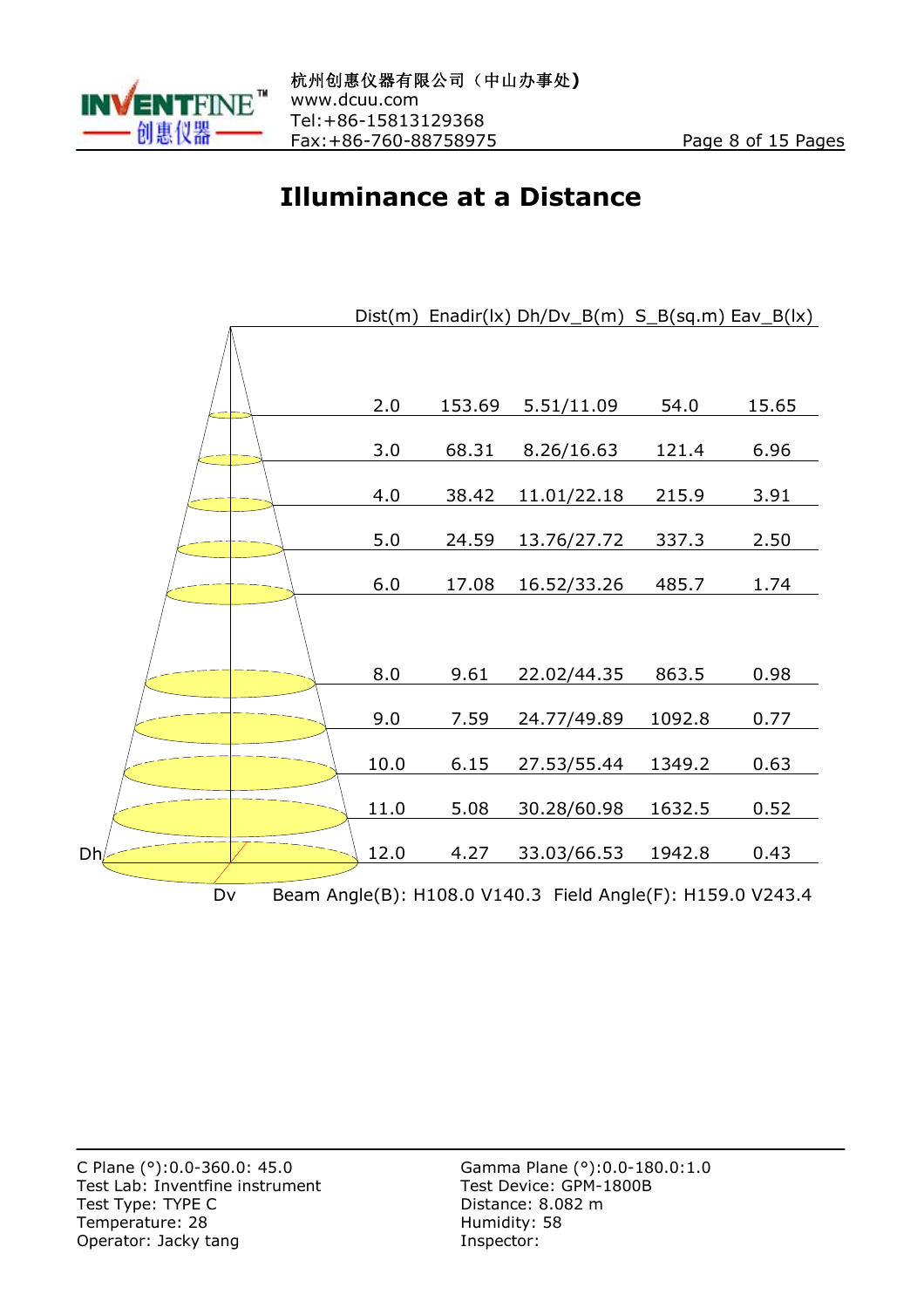# Illuminance at a Distance

| Dist(m) | Enadir(lx) | Dh/Dv_B(m) | S_B(sq.m) | Eav_B(lx) |
|---|---|---|---|---|
| 2.0 | 153.69 | 5.51/11.09 | 54.0 | 15.65 |
| 3.0 | 68.31 | 8.26/16.63 | 121.4 | 6.96 |
| 4.0 | 38.42 | 11.01/22.18 | 215.9 | 3.91 |
| 5.0 | 24.59 | 13.76/27.72 | 337.3 | 2.50 |
| 6.0 | 17.08 | 16.52/33.26 | 485.7 | 1.74 |
| 8.0 | 9.61 | 22.02/44.35 | 863.5 | 0.98 |
| 9.0 | 7.59 | 24.77/49.89 | 1092.8 | 0.77 |
| 10.0 | 6.15 | 27.53/55.44 | 1349.2 | 0.63 |
| 11.0 | 5.08 | 30.28/60.98 | 1632.5 | 0.52 |
| 12.0 | 4.27 | 33.03/66.53 | 1942.8 | 0.43 |

Dh Dv

Beam Angle(B): H108.0 V140.3 Field Angle(F): H159.0 V243.4

C Plane (°):0.0-360.0: 45.0
Test Lab: Inventfine instrument
Test Type: TYPE C
Temperature: 28
Operator: Jacky tang

Gamma Plane (°):0.0-180.0:1.0
Test Device: GPM-1800B
Distance: 8.082 m
Humidity: 58
Inspector: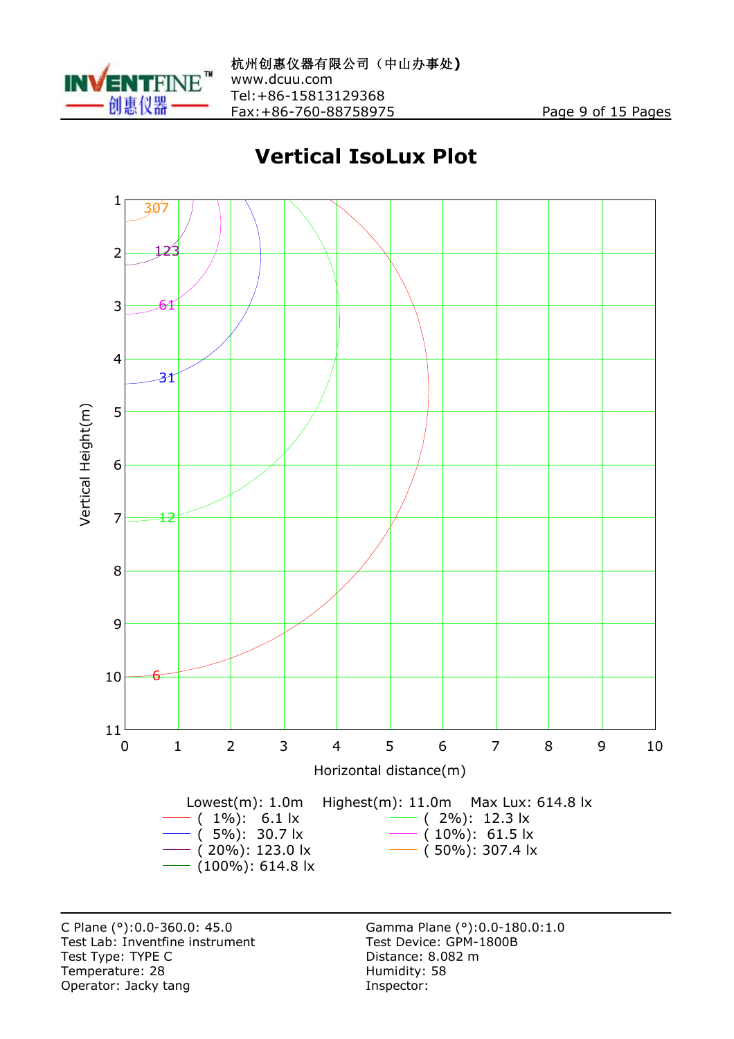# Vertical IsoLux Plot

Lowest(m): 1.0m  Highest(m): 11.0m  Max Lux: 614.8 lx

( 1%): 6.1 lx  ( 2%): 12.3 lx
( 5%): 30.7 lx  ( 10%): 61.5 lx
( 20%): 123.0 lx  ( 50%): 307.4 lx
(100%): 614.8 lx

C Plane (°):0.0-360.0: 45.0
Test Lab: Inventfine instrument
Test Type: TYPE C
Temperature: 28
Operator: Jacky tang

Gamma Plane (°):0.0-180.0:1.0
Test Device: GPM-1800B
Distance: 8.082 m
Humidity: 58
Inspector: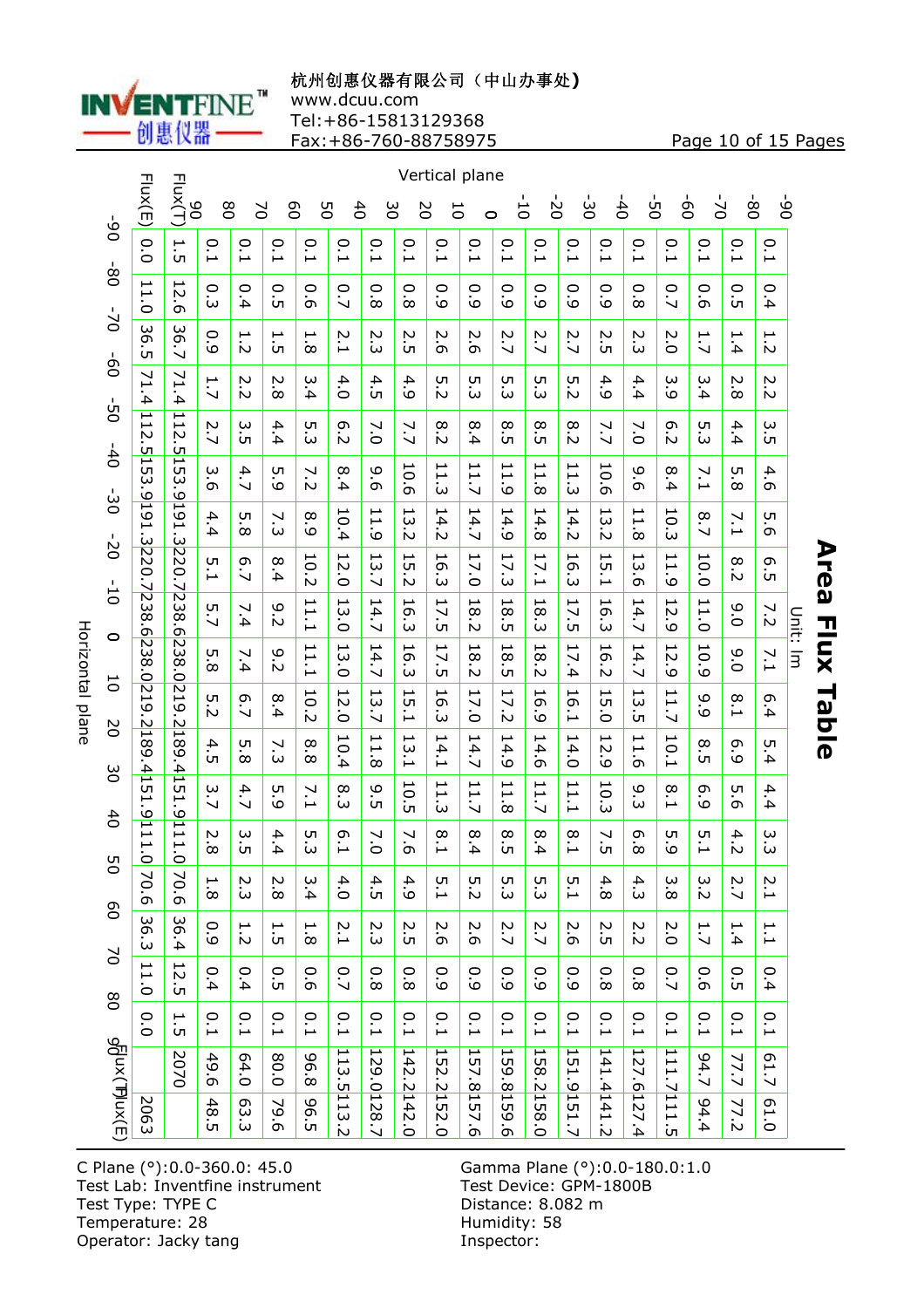杭州创惠仪器有限公司（中山办事处）
www.dcuu.com
Tel:+86-15813129368
Fax:+86-760-88758975

# Area Flux Table

Unit: lm

Rows: Horizontal plane (°). Columns: Vertical plane (°).

| Horizontal plane | Flux(E) | Flux(T) | 90 | 80 | 70 | 60 | 50 | 40 | 30 | 20 | 10 | 0 | -10 | -20 | -30 | -40 | -50 | -60 | -70 | -80 |
|---|---|---|---|---|---|---|---|---|---|---|---|---|---|---|---|---|---|---|---|---|
| -90 | 0.0 | 1.5 | 0.1 | 0.1 | 0.1 | 0.1 | 0.1 | 0.1 | 0.1 | 0.1 | 0.1 | 0.1 | 0.1 | 0.1 | 0.1 | 0.1 | 0.1 | 0.1 | 0.1 | 0.1 |
| -80 | 11.0 | 12.6 | 0.3 | 0.4 | 0.5 | 0.6 | 0.7 | 0.8 | 0.8 | 0.9 | 0.9 | 0.9 | 0.9 | 0.9 | 0.9 | 0.8 | 0.7 | 0.6 | 0.5 | 0.4 |
| -70 | 36.5 | 36.7 | 0.9 | 1.2 | 1.5 | 1.8 | 2.1 | 2.3 | 2.5 | 2.6 | 2.6 | 2.7 | 2.7 | 2.7 | 2.5 | 2.3 | 2.0 | 1.7 | 1.4 | 1.2 |
| -60 | 71.4 | 71.4 | 1.7 | 2.2 | 2.8 | 3.4 | 4.0 | 4.5 | 4.9 | 5.2 | 5.3 | 5.3 | 5.3 | 5.2 | 4.9 | 4.4 | 3.9 | 3.4 | 2.8 | 2.2 |
| -50 | 112.5 | 112.5 | 2.7 | 3.5 | 4.4 | 5.3 | 6.2 | 7.0 | 7.7 | 8.2 | 8.4 | 8.5 | 8.5 | 8.2 | 7.7 | 7.0 | 6.2 | 5.3 | 4.4 | 3.5 |
| -40 | 153.9 | 153.9 | 3.6 | 4.7 | 5.9 | 7.2 | 8.4 | 9.6 | 10.6 | 11.3 | 11.7 | 11.9 | 11.8 | 11.3 | 10.6 | 9.6 | 8.4 | 7.1 | 5.8 | 4.6 |
| -30 | 191.3 | 191.3 | 4.4 | 5.8 | 7.3 | 8.9 | 10.4 | 11.9 | 13.2 | 14.2 | 14.7 | 14.9 | 14.8 | 14.2 | 13.2 | 11.8 | 10.3 | 8.7 | 7.1 | 5.6 |
| -20 | 220.7 | 220.7 | 5.1 | 6.7 | 8.4 | 10.2 | 12.0 | 13.7 | 15.2 | 16.3 | 17.0 | 17.3 | 17.1 | 16.3 | 15.1 | 13.6 | 11.9 | 10.0 | 8.2 | 6.5 |
| -10 | 238.6 | 238.6 | 5.7 | 7.4 | 9.2 | 11.1 | 13.0 | 14.7 | 16.3 | 17.5 | 18.2 | 18.5 | 18.3 | 17.5 | 16.3 | 14.7 | 12.9 | 11.0 | 9.0 | 7.2 |
| 0 | 238.0 | 238.0 | 5.8 | 7.4 | 9.2 | 11.1 | 13.0 | 14.7 | 16.3 | 17.5 | 18.2 | 18.5 | 18.2 | 17.4 | 16.2 | 14.7 | 12.9 | 10.9 | 9.0 | 7.1 |
| 10 | 219.2 | 219.2 | 5.2 | 6.7 | 8.4 | 10.2 | 12.0 | 13.7 | 15.1 | 16.3 | 17.0 | 17.2 | 16.9 | 16.1 | 15.0 | 13.5 | 11.7 | 9.9 | 8.1 | 6.4 |
| 20 | 189.4 | 189.4 | 4.5 | 5.8 | 7.3 | 8.8 | 10.4 | 11.8 | 13.1 | 14.1 | 14.7 | 14.9 | 14.6 | 14.0 | 12.9 | 11.6 | 10.1 | 8.5 | 6.9 | 5.4 |
| 30 | 151.9 | 151.9 | 3.7 | 4.7 | 5.9 | 7.1 | 8.3 | 9.5 | 10.5 | 11.3 | 11.7 | 11.8 | 11.7 | 11.1 | 10.3 | 9.3 | 8.1 | 6.9 | 5.6 | 4.4 |
| 40 | 111.0 | 111.0 | 2.8 | 3.5 | 4.4 | 5.3 | 6.1 | 7.0 | 7.6 | 8.1 | 8.4 | 8.5 | 8.4 | 8.1 | 7.5 | 6.8 | 5.9 | 5.1 | 4.2 | 3.3 |
| 50 | 70.6 | 70.6 | 1.8 | 2.3 | 2.8 | 3.4 | 4.0 | 4.5 | 4.9 | 5.1 | 5.2 | 5.3 | 5.3 | 5.1 | 4.8 | 4.3 | 3.8 | 3.2 | 2.7 | 2.1 |
| 60 | 36.3 | 36.4 | 0.9 | 1.2 | 1.5 | 1.8 | 2.1 | 2.3 | 2.5 | 2.6 | 2.6 | 2.7 | 2.7 | 2.6 | 2.5 | 2.2 | 2.0 | 1.7 | 1.4 | 1.1 |
| 70 | 11.0 | 12.5 | 0.4 | 0.4 | 0.5 | 0.6 | 0.7 | 0.8 | 0.8 | 0.9 | 0.9 | 0.9 | 0.9 | 0.9 | 0.8 | 0.8 | 0.7 | 0.6 | 0.5 | 0.4 |
| 80 | 0.0 | 1.5 | 0.1 | 0.1 | 0.1 | 0.1 | 0.1 | 0.1 | 0.1 | 0.1 | 0.1 | 0.1 | 0.1 | 0.1 | 0.1 | 0.1 | 0.1 | 0.1 | 0.1 | 0.1 |
| Flux(T) | | 2070 | 49.6 | 64.0 | 80.0 | 96.8 | 113.5 | 129.0 | 142.2 | 152.2 | 157.8 | 159.8 | 158.2 | 151.9 | 141.4 | 127.6 | 111.7 | 94.7 | 77.7 | 61.7 |
| Flux(E) | 2063 | | 48.5 | 63.3 | 79.6 | 96.5 | 113.2 | 128.7 | 142.0 | 152.0 | 157.6 | 159.6 | 158.0 | 151.7 | 141.2 | 127.4 | 111.5 | 94.4 | 77.2 | 61.0 |

C Plane (°):0.0-360.0: 45.0
Test Lab: Inventfine instrument
Test Type: TYPE C
Temperature: 28
Operator: Jacky tang

Gamma Plane (°):0.0-180.0:1.0
Test Device: GPM-1800B
Distance: 8.082 m
Humidity: 58
Inspector: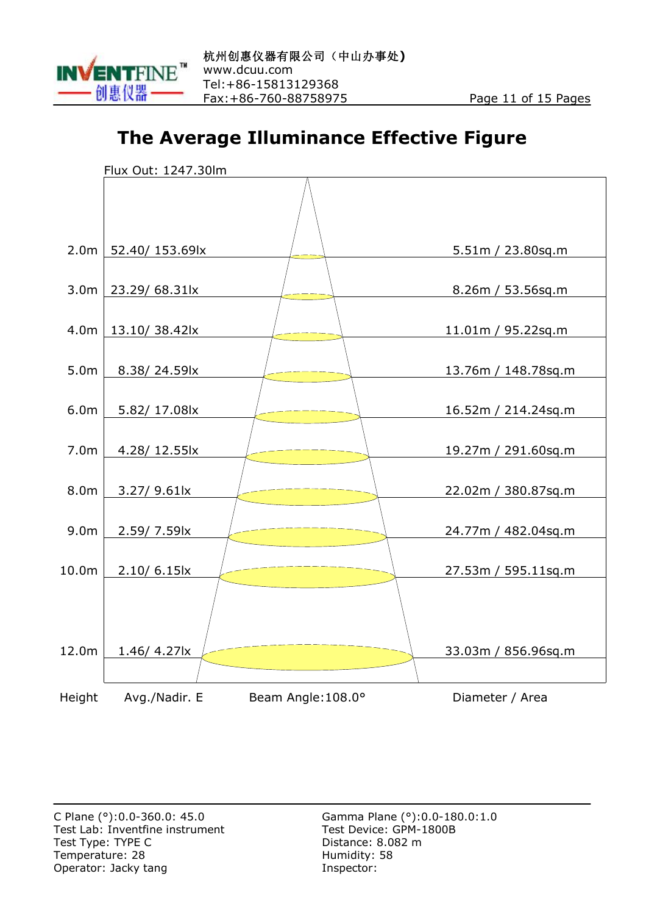## The Average Illuminance Effective Figure

Flux Out: 1247.30lm

| Height | Avg./Nadir. E | Diameter / Area |
|---|---|---|
| 2.0m | 52.40/ 153.69lx | 5.51m / 23.80sq.m |
| 3.0m | 23.29/ 68.31lx | 8.26m / 53.56sq.m |
| 4.0m | 13.10/ 38.42lx | 11.01m / 95.22sq.m |
| 5.0m | 8.38/ 24.59lx | 13.76m / 148.78sq.m |
| 6.0m | 5.82/ 17.08lx | 16.52m / 214.24sq.m |
| 7.0m | 4.28/ 12.55lx | 19.27m / 291.60sq.m |
| 8.0m | 3.27/ 9.61lx | 22.02m / 380.87sq.m |
| 9.0m | 2.59/ 7.59lx | 24.77m / 482.04sq.m |
| 10.0m | 2.10/ 6.15lx | 27.53m / 595.11sq.m |
| 12.0m | 1.46/ 4.27lx | 33.03m / 856.96sq.m |

Beam Angle:108.0°

C Plane (°):0.0-360.0: 45.0
Test Lab: Inventfine instrument
Test Type: TYPE C
Temperature: 28
Operator: Jacky tang

Gamma Plane (°):0.0-180.0:1.0
Test Device: GPM-1800B
Distance: 8.082 m
Humidity: 58
Inspector: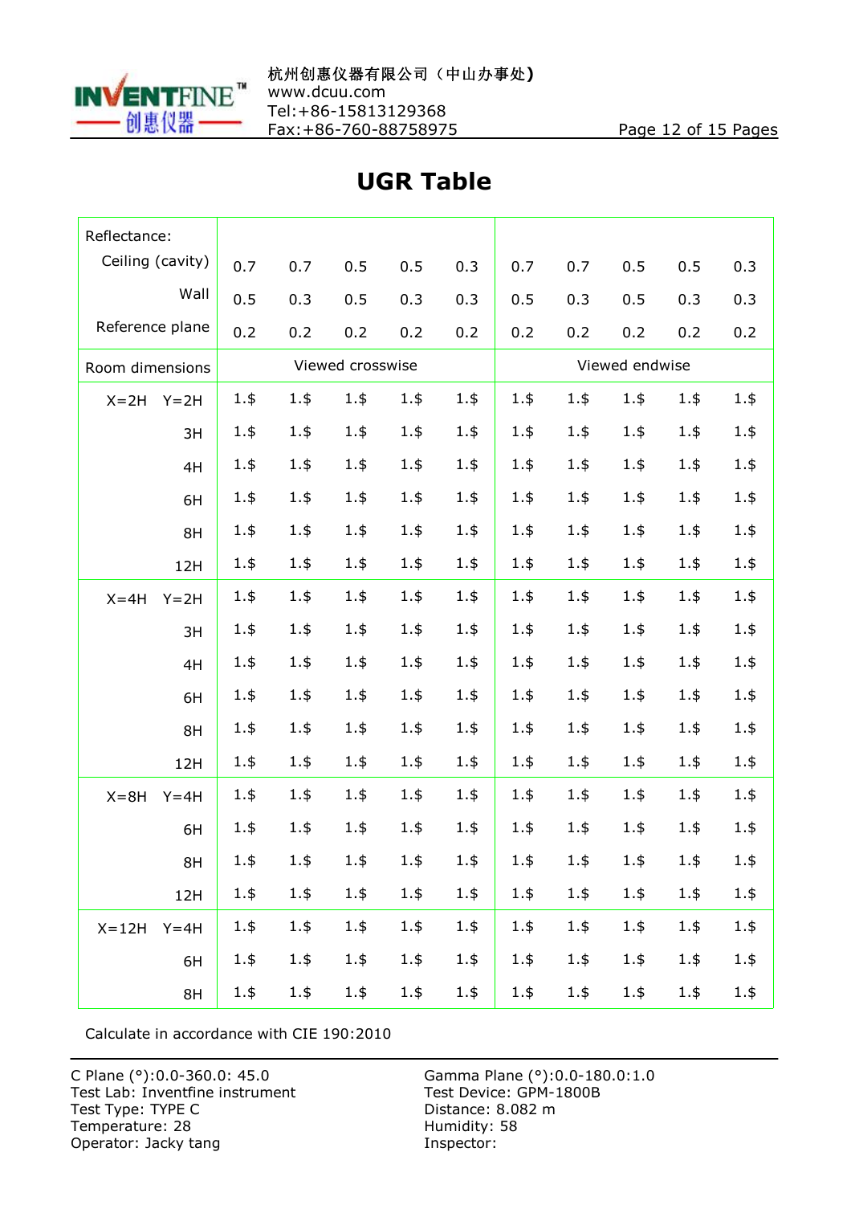# UGR Table

| Reflectance: | | | | | | | | | | |
|---|---|---|---|---|---|---|---|---|---|---|
| Ceiling (cavity) | 0.7 | 0.7 | 0.5 | 0.5 | 0.3 | 0.7 | 0.7 | 0.5 | 0.5 | 0.3 |
| Wall | 0.5 | 0.3 | 0.5 | 0.3 | 0.3 | 0.5 | 0.3 | 0.5 | 0.3 | 0.3 |
| Reference plane | 0.2 | 0.2 | 0.2 | 0.2 | 0.2 | 0.2 | 0.2 | 0.2 | 0.2 | 0.2 |
| Room dimensions | Viewed crosswise | | | | | Viewed endwise | | | | |
| X=2H Y=2H | 1.$ | 1.$ | 1.$ | 1.$ | 1.$ | 1.$ | 1.$ | 1.$ | 1.$ | 1.$ |
| 3H | 1.$ | 1.$ | 1.$ | 1.$ | 1.$ | 1.$ | 1.$ | 1.$ | 1.$ | 1.$ |
| 4H | 1.$ | 1.$ | 1.$ | 1.$ | 1.$ | 1.$ | 1.$ | 1.$ | 1.$ | 1.$ |
| 6H | 1.$ | 1.$ | 1.$ | 1.$ | 1.$ | 1.$ | 1.$ | 1.$ | 1.$ | 1.$ |
| 8H | 1.$ | 1.$ | 1.$ | 1.$ | 1.$ | 1.$ | 1.$ | 1.$ | 1.$ | 1.$ |
| 12H | 1.$ | 1.$ | 1.$ | 1.$ | 1.$ | 1.$ | 1.$ | 1.$ | 1.$ | 1.$ |
| X=4H Y=2H | 1.$ | 1.$ | 1.$ | 1.$ | 1.$ | 1.$ | 1.$ | 1.$ | 1.$ | 1.$ |
| 3H | 1.$ | 1.$ | 1.$ | 1.$ | 1.$ | 1.$ | 1.$ | 1.$ | 1.$ | 1.$ |
| 4H | 1.$ | 1.$ | 1.$ | 1.$ | 1.$ | 1.$ | 1.$ | 1.$ | 1.$ | 1.$ |
| 6H | 1.$ | 1.$ | 1.$ | 1.$ | 1.$ | 1.$ | 1.$ | 1.$ | 1.$ | 1.$ |
| 8H | 1.$ | 1.$ | 1.$ | 1.$ | 1.$ | 1.$ | 1.$ | 1.$ | 1.$ | 1.$ |
| 12H | 1.$ | 1.$ | 1.$ | 1.$ | 1.$ | 1.$ | 1.$ | 1.$ | 1.$ | 1.$ |
| X=8H Y=4H | 1.$ | 1.$ | 1.$ | 1.$ | 1.$ | 1.$ | 1.$ | 1.$ | 1.$ | 1.$ |
| 6H | 1.$ | 1.$ | 1.$ | 1.$ | 1.$ | 1.$ | 1.$ | 1.$ | 1.$ | 1.$ |
| 8H | 1.$ | 1.$ | 1.$ | 1.$ | 1.$ | 1.$ | 1.$ | 1.$ | 1.$ | 1.$ |
| 12H | 1.$ | 1.$ | 1.$ | 1.$ | 1.$ | 1.$ | 1.$ | 1.$ | 1.$ | 1.$ |
| X=12H Y=4H | 1.$ | 1.$ | 1.$ | 1.$ | 1.$ | 1.$ | 1.$ | 1.$ | 1.$ | 1.$ |
| 6H | 1.$ | 1.$ | 1.$ | 1.$ | 1.$ | 1.$ | 1.$ | 1.$ | 1.$ | 1.$ |
| 8H | 1.$ | 1.$ | 1.$ | 1.$ | 1.$ | 1.$ | 1.$ | 1.$ | 1.$ | 1.$ |

Calculate in accordance with CIE 190:2010

C Plane (°):0.0-360.0: 45.0
Gamma Plane (°):0.0-180.0:1.0
Test Lab: Inventfine instrument
Test Device: GPM-1800B
Test Type: TYPE C
Distance: 8.082 m
Temperature: 28
Humidity: 58
Operator: Jacky tang
Inspector: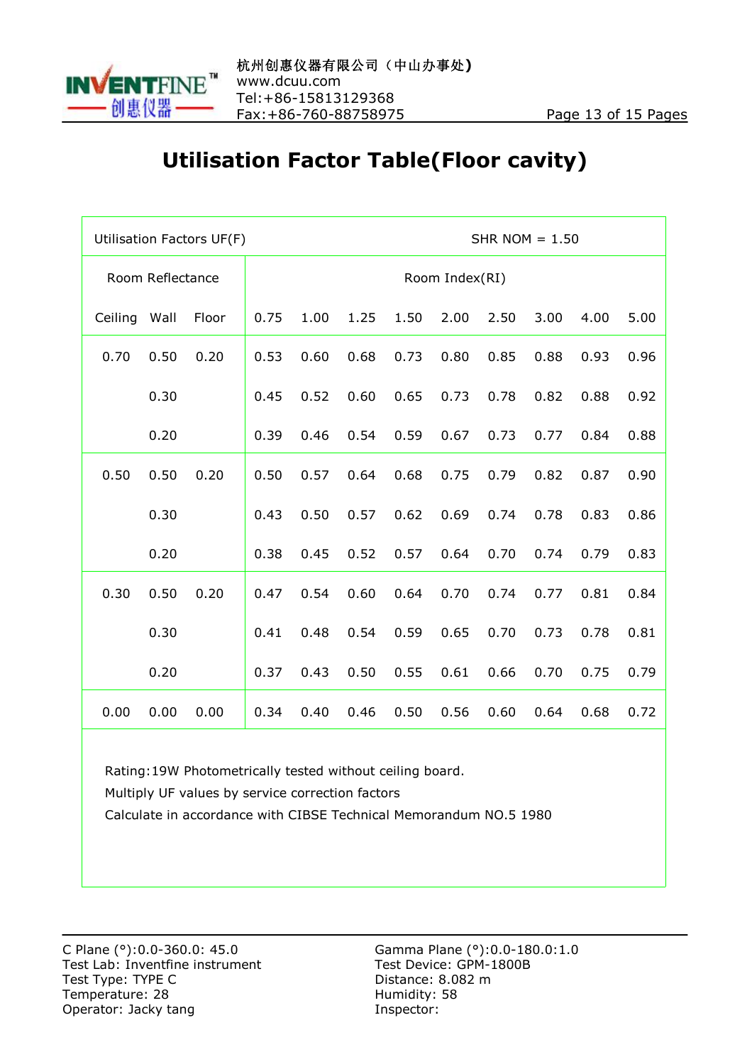# Utilisation Factor Table(Floor cavity)

| Utilisation Factors UF(F) | | | | | | SHR NOM = 1.50 | | | | | |
|---|---|---|---|---|---|---|---|---|---|---|---|
| Room Reflectance | | | Room Index(RI) | | | | | | | | |
| Ceiling | Wall | Floor | 0.75 | 1.00 | 1.25 | 1.50 | 2.00 | 2.50 | 3.00 | 4.00 | 5.00 |
| 0.70 | 0.50 | 0.20 | 0.53 | 0.60 | 0.68 | 0.73 | 0.80 | 0.85 | 0.88 | 0.93 | 0.96 |
| | 0.30 | | 0.45 | 0.52 | 0.60 | 0.65 | 0.73 | 0.78 | 0.82 | 0.88 | 0.92 |
| | 0.20 | | 0.39 | 0.46 | 0.54 | 0.59 | 0.67 | 0.73 | 0.77 | 0.84 | 0.88 |
| 0.50 | 0.50 | 0.20 | 0.50 | 0.57 | 0.64 | 0.68 | 0.75 | 0.79 | 0.82 | 0.87 | 0.90 |
| | 0.30 | | 0.43 | 0.50 | 0.57 | 0.62 | 0.69 | 0.74 | 0.78 | 0.83 | 0.86 |
| | 0.20 | | 0.38 | 0.45 | 0.52 | 0.57 | 0.64 | 0.70 | 0.74 | 0.79 | 0.83 |
| 0.30 | 0.50 | 0.20 | 0.47 | 0.54 | 0.60 | 0.64 | 0.70 | 0.74 | 0.77 | 0.81 | 0.84 |
| | 0.30 | | 0.41 | 0.48 | 0.54 | 0.59 | 0.65 | 0.70 | 0.73 | 0.78 | 0.81 |
| | 0.20 | | 0.37 | 0.43 | 0.50 | 0.55 | 0.61 | 0.66 | 0.70 | 0.75 | 0.79 |
| 0.00 | 0.00 | 0.00 | 0.34 | 0.40 | 0.46 | 0.50 | 0.56 | 0.60 | 0.64 | 0.68 | 0.72 |

Rating:19W Photometrically tested without ceiling board.
Multiply UF values by service correction factors
Calculate in accordance with CIBSE Technical Memorandum NO.5 1980

C Plane (°):0.0-360.0: 45.0
Test Lab: Inventfine instrument
Test Type: TYPE C
Temperature: 28
Operator: Jacky tang

Gamma Plane (°):0.0-180.0:1.0
Test Device: GPM-1800B
Distance: 8.082 m
Humidity: 58
Inspector: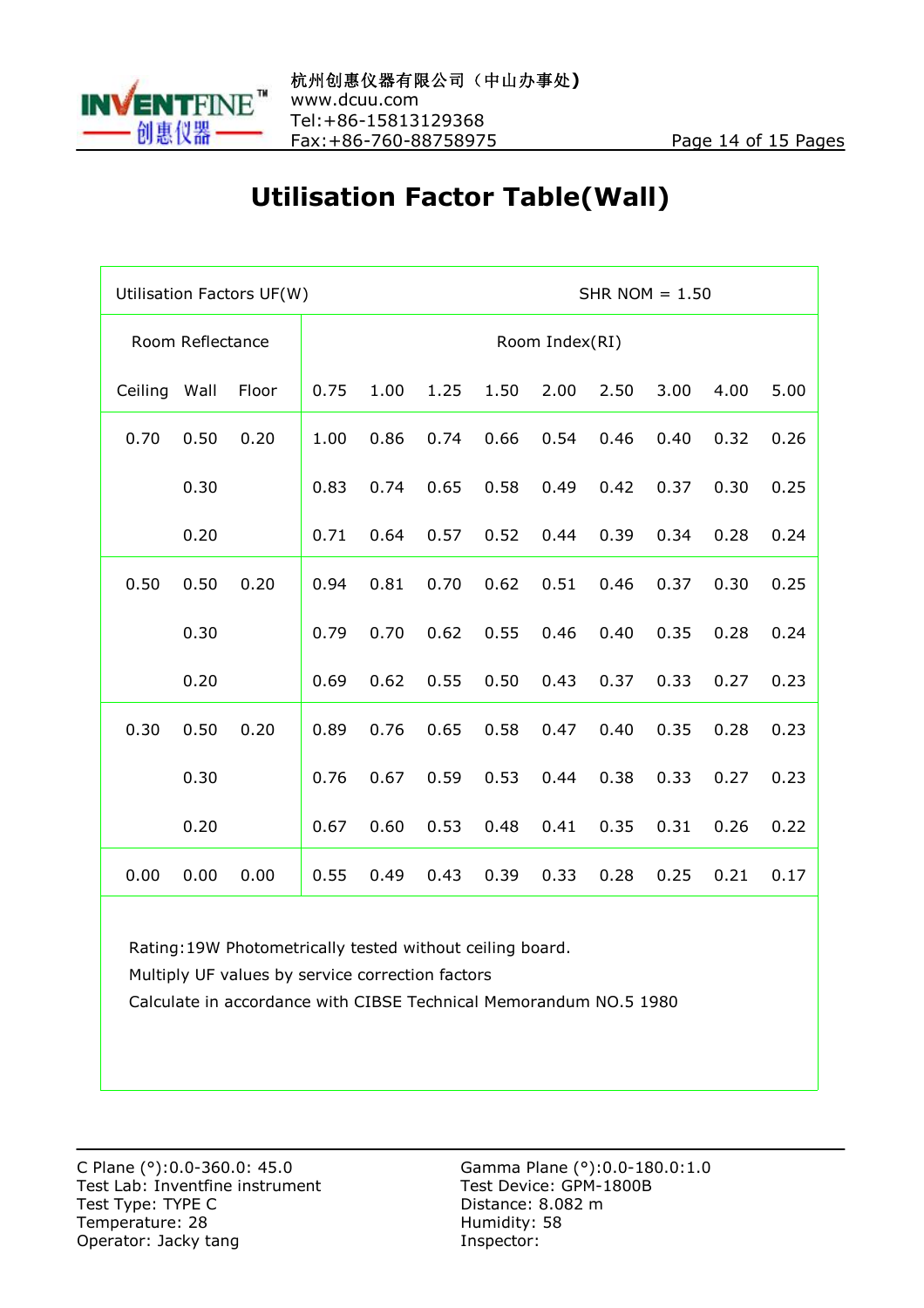# Utilisation Factor Table(Wall)

| Utilisation Factors UF(W) | | | SHR NOM = 1.50 | | | | | | | | |
|---|---|---|---|---|---|---|---|---|---|---|---|
| Room Reflectance | | | Room Index(RI) | | | | | | | | |
| Ceiling | Wall | Floor | 0.75 | 1.00 | 1.25 | 1.50 | 2.00 | 2.50 | 3.00 | 4.00 | 5.00 |
| 0.70 | 0.50 | 0.20 | 1.00 | 0.86 | 0.74 | 0.66 | 0.54 | 0.46 | 0.40 | 0.32 | 0.26 |
| | 0.30 | | 0.83 | 0.74 | 0.65 | 0.58 | 0.49 | 0.42 | 0.37 | 0.30 | 0.25 |
| | 0.20 | | 0.71 | 0.64 | 0.57 | 0.52 | 0.44 | 0.39 | 0.34 | 0.28 | 0.24 |
| 0.50 | 0.50 | 0.20 | 0.94 | 0.81 | 0.70 | 0.62 | 0.51 | 0.46 | 0.37 | 0.30 | 0.25 |
| | 0.30 | | 0.79 | 0.70 | 0.62 | 0.55 | 0.46 | 0.40 | 0.35 | 0.28 | 0.24 |
| | 0.20 | | 0.69 | 0.62 | 0.55 | 0.50 | 0.43 | 0.37 | 0.33 | 0.27 | 0.23 |
| 0.30 | 0.50 | 0.20 | 0.89 | 0.76 | 0.65 | 0.58 | 0.47 | 0.40 | 0.35 | 0.28 | 0.23 |
| | 0.30 | | 0.76 | 0.67 | 0.59 | 0.53 | 0.44 | 0.38 | 0.33 | 0.27 | 0.23 |
| | 0.20 | | 0.67 | 0.60 | 0.53 | 0.48 | 0.41 | 0.35 | 0.31 | 0.26 | 0.22 |
| 0.00 | 0.00 | 0.00 | 0.55 | 0.49 | 0.43 | 0.39 | 0.33 | 0.28 | 0.25 | 0.21 | 0.17 |

Rating:19W Photometrically tested without ceiling board.
Multiply UF values by service correction factors
Calculate in accordance with CIBSE Technical Memorandum NO.5 1980

C Plane (°):0.0-360.0: 45.0
Test Lab: Inventfine instrument
Test Type: TYPE C
Temperature: 28
Operator: Jacky tang

Gamma Plane (°):0.0-180.0:1.0
Test Device: GPM-1800B
Distance: 8.082 m
Humidity: 58
Inspector: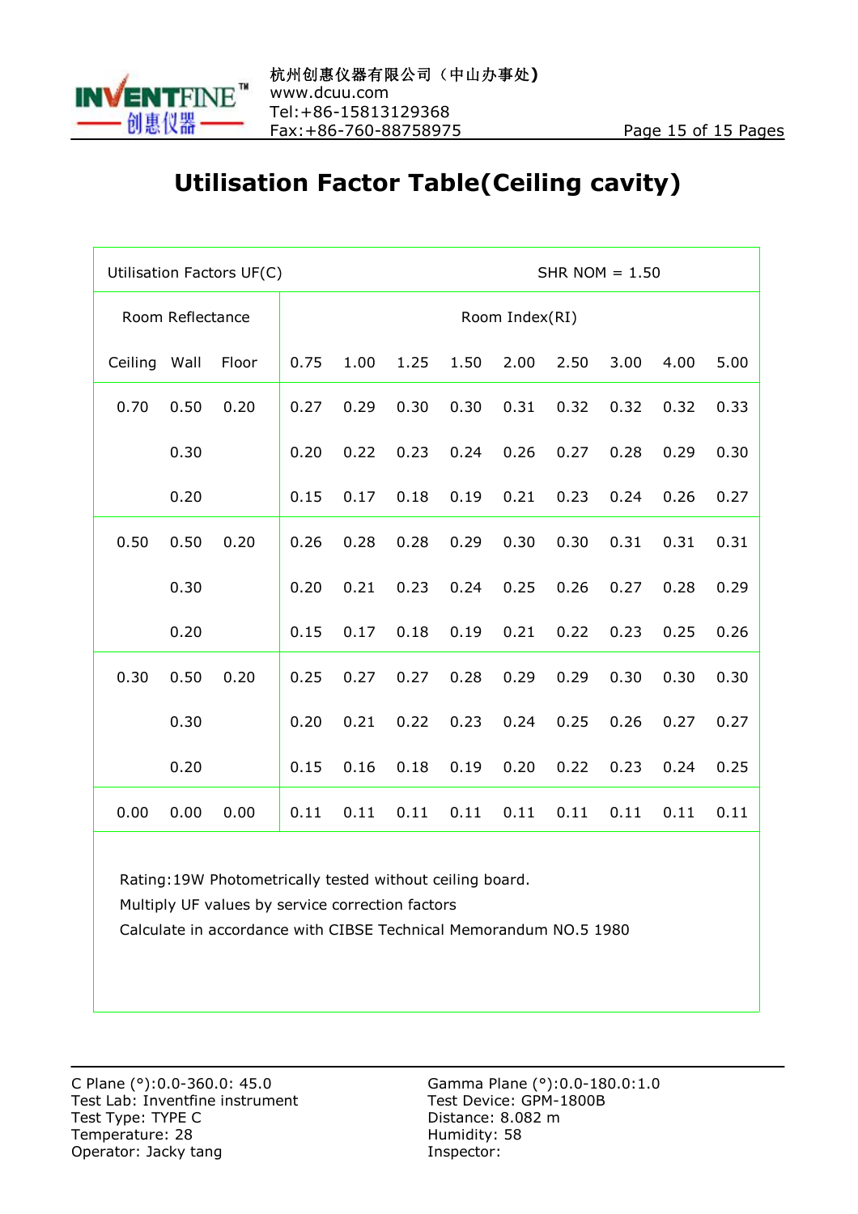# Utilisation Factor Table(Ceiling cavity)

| Utilisation Factors UF(C) | | | SHR NOM = 1.50 | | | | | | | | |
|---|---|---|---|---|---|---|---|---|---|---|---|
| Room Reflectance | | | Room Index(RI) | | | | | | | | |
| Ceiling | Wall | Floor | 0.75 | 1.00 | 1.25 | 1.50 | 2.00 | 2.50 | 3.00 | 4.00 | 5.00 |
| 0.70 | 0.50 | 0.20 | 0.27 | 0.29 | 0.30 | 0.30 | 0.31 | 0.32 | 0.32 | 0.32 | 0.33 |
| | 0.30 | | 0.20 | 0.22 | 0.23 | 0.24 | 0.26 | 0.27 | 0.28 | 0.29 | 0.30 |
| | 0.20 | | 0.15 | 0.17 | 0.18 | 0.19 | 0.21 | 0.23 | 0.24 | 0.26 | 0.27 |
| 0.50 | 0.50 | 0.20 | 0.26 | 0.28 | 0.28 | 0.29 | 0.30 | 0.30 | 0.31 | 0.31 | 0.31 |
| | 0.30 | | 0.20 | 0.21 | 0.23 | 0.24 | 0.25 | 0.26 | 0.27 | 0.28 | 0.29 |
| | 0.20 | | 0.15 | 0.17 | 0.18 | 0.19 | 0.21 | 0.22 | 0.23 | 0.25 | 0.26 |
| 0.30 | 0.50 | 0.20 | 0.25 | 0.27 | 0.27 | 0.28 | 0.29 | 0.29 | 0.30 | 0.30 | 0.30 |
| | 0.30 | | 0.20 | 0.21 | 0.22 | 0.23 | 0.24 | 0.25 | 0.26 | 0.27 | 0.27 |
| | 0.20 | | 0.15 | 0.16 | 0.18 | 0.19 | 0.20 | 0.22 | 0.23 | 0.24 | 0.25 |
| 0.00 | 0.00 | 0.00 | 0.11 | 0.11 | 0.11 | 0.11 | 0.11 | 0.11 | 0.11 | 0.11 | 0.11 |

Rating:19W Photometrically tested without ceiling board.
Multiply UF values by service correction factors
Calculate in accordance with CIBSE Technical Memorandum NO.5 1980

C Plane (°):0.0-360.0: 45.0
Test Lab: Inventfine instrument
Test Type: TYPE C
Temperature: 28
Operator: Jacky tang

Gamma Plane (°):0.0-180.0:1.0
Test Device: GPM-1800B
Distance: 8.082 m
Humidity: 58
Inspector: